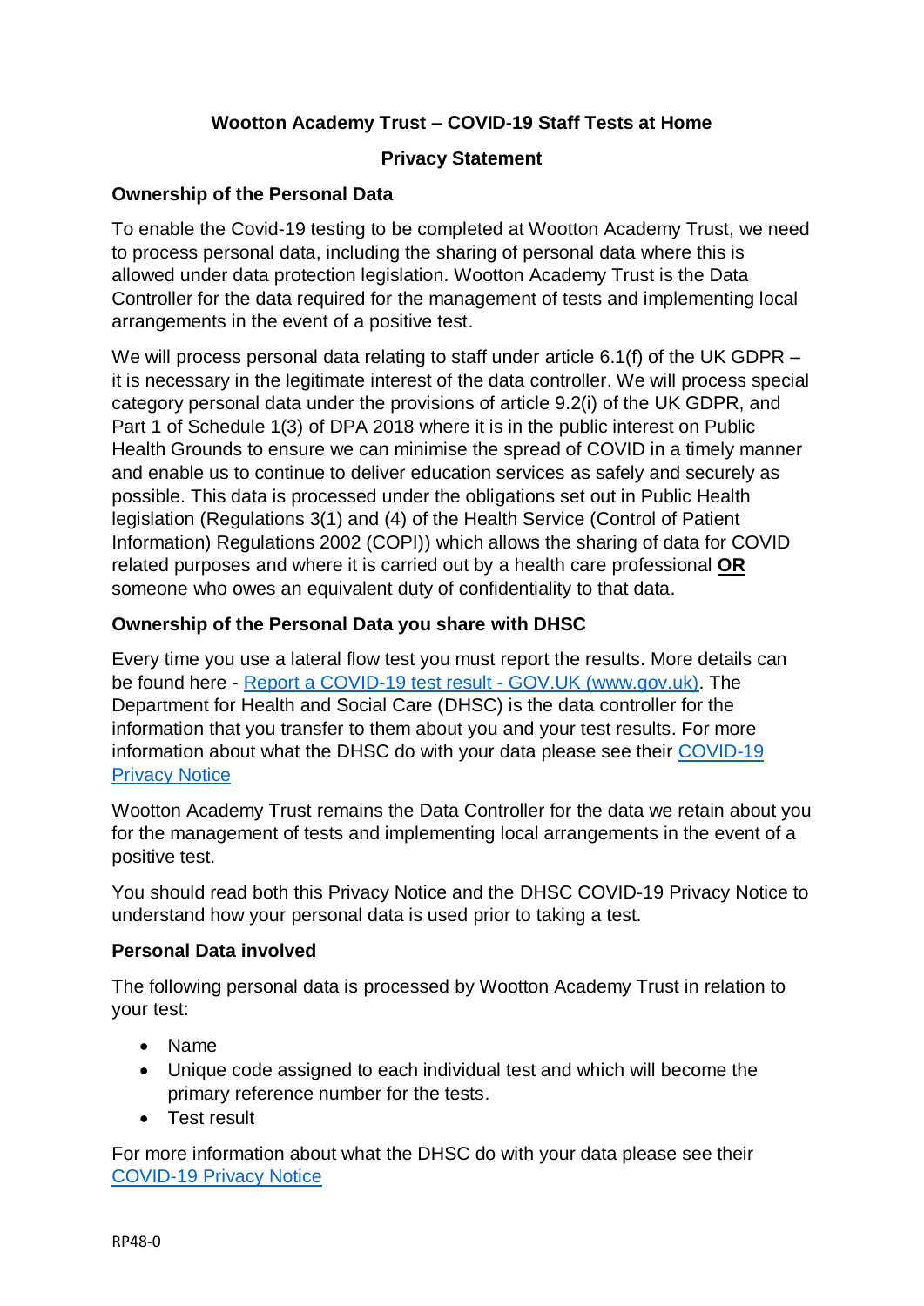**Wootton Academy Trust – COVID-19 Staff Tests at Home**

**Privacy Statement**

**Ownership of the Personal Data**

To enable the Covid-19 testing to be completed at Wootton Academy Trust, we need to process personal data, including the sharing of personal data where this is allowed under data protection legislation. Wootton Academy Trust is the Data Controller for the data required for the management of tests and implementing local arrangements in the event of a positive test.

We will process personal data relating to staff under article 6.1(f) of the UK GDPR – it is necessary in the legitimate interest of the data controller. We will process special category personal data under the provisions of article 9.2(i) of the UK GDPR, and Part 1 of Schedule 1(3) of DPA 2018 where it is in the public interest on Public Health Grounds to ensure we can minimise the spread of COVID in a timely manner and enable us to continue to deliver education services as safely and securely as possible. This data is processed under the obligations set out in Public Health legislation (Regulations 3(1) and (4) of the Health Service (Control of Patient Information) Regulations 2002 (COPI)) which allows the sharing of data for COVID related purposes and where it is carried out by a health care professional **OR** someone who owes an equivalent duty of confidentiality to that data.

**Ownership of the Personal Data you share with DHSC**

Every time you use a lateral flow test you must report the results. More details can be found here - [Report a COVID-19 test result - GOV.UK (www.gov.uk)](www.gov.uk). The Department for Health and Social Care (DHSC) is the data controller for the information that you transfer to them about you and your test results. For more information about what the DHSC do with your data please see their [COVID-19 Privacy Notice]()

Wootton Academy Trust remains the Data Controller for the data we retain about you for the management of tests and implementing local arrangements in the event of a positive test.

You should read both this Privacy Notice and the DHSC COVID-19 Privacy Notice to understand how your personal data is used prior to taking a test.

**Personal Data involved**

The following personal data is processed by Wootton Academy Trust in relation to your test:

- Name
- Unique code assigned to each individual test and which will become the primary reference number for the tests.
- Test result

For more information about what the DHSC do with your data please see their [COVID-19 Privacy Notice]()

RP48-0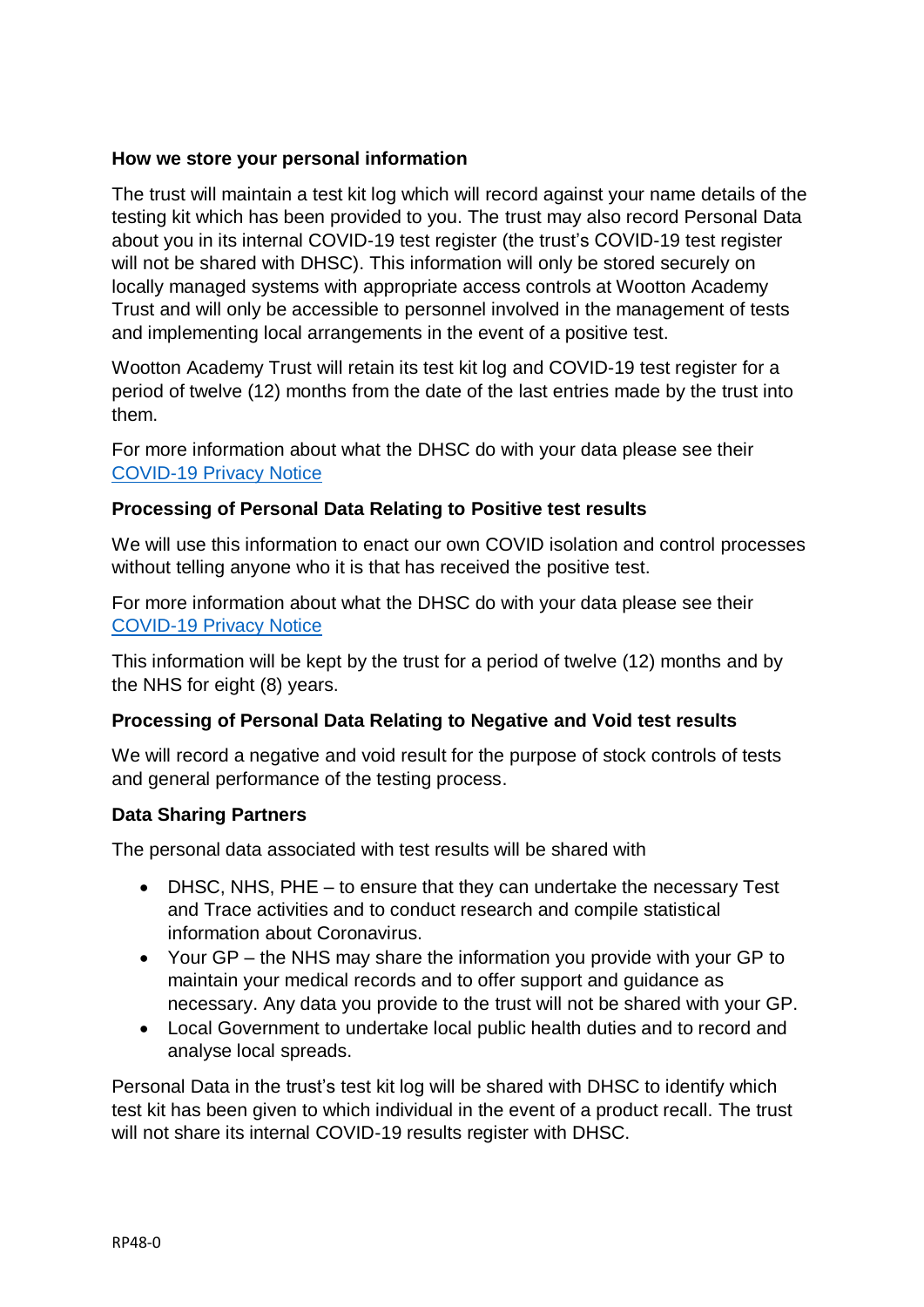### How we store your personal information

The trust will maintain a test kit log which will record against your name details of the testing kit which has been provided to you. The trust may also record Personal Data about you in its internal COVID-19 test register (the trust's COVID-19 test register will not be shared with DHSC). This information will only be stored securely on locally managed systems with appropriate access controls at Wootton Academy Trust and will only be accessible to personnel involved in the management of tests and implementing local arrangements in the event of a positive test.

Wootton Academy Trust will retain its test kit log and COVID-19 test register for a period of twelve (12) months from the date of the last entries made by the trust into them.

For more information about what the DHSC do with your data please see their COVID-19 Privacy Notice

### Processing of Personal Data Relating to Positive test results

We will use this information to enact our own COVID isolation and control processes without telling anyone who it is that has received the positive test.

For more information about what the DHSC do with your data please see their COVID-19 Privacy Notice

This information will be kept by the trust for a period of twelve (12) months and by the NHS for eight (8) years.

### Processing of Personal Data Relating to Negative and Void test results

We will record a negative and void result for the purpose of stock controls of tests and general performance of the testing process.

### Data Sharing Partners

The personal data associated with test results will be shared with

- DHSC, NHS, PHE – to ensure that they can undertake the necessary Test and Trace activities and to conduct research and compile statistical information about Coronavirus.
- Your GP – the NHS may share the information you provide with your GP to maintain your medical records and to offer support and guidance as necessary. Any data you provide to the trust will not be shared with your GP.
- Local Government to undertake local public health duties and to record and analyse local spreads.

Personal Data in the trust's test kit log will be shared with DHSC to identify which test kit has been given to which individual in the event of a product recall. The trust will not share its internal COVID-19 results register with DHSC.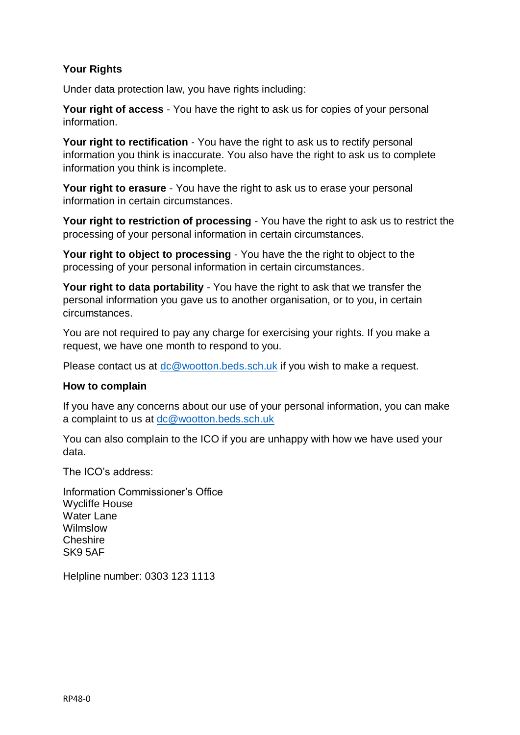**Your Rights**

Under data protection law, you have rights including:

**Your right of access** - You have the right to ask us for copies of your personal information.

**Your right to rectification** - You have the right to ask us to rectify personal information you think is inaccurate. You also have the right to ask us to complete information you think is incomplete.

**Your right to erasure** - You have the right to ask us to erase your personal information in certain circumstances.

**Your right to restriction of processing** - You have the right to ask us to restrict the processing of your personal information in certain circumstances.

**Your right to object to processing** - You have the the right to object to the processing of your personal information in certain circumstances.

**Your right to data portability** - You have the right to ask that we transfer the personal information you gave us to another organisation, or to you, in certain circumstances.

You are not required to pay any charge for exercising your rights. If you make a request, we have one month to respond to you.

Please contact us at dc@wootton.beds.sch.uk if you wish to make a request.

**How to complain**

If you have any concerns about our use of your personal information, you can make a complaint to us at dc@wootton.beds.sch.uk

You can also complain to the ICO if you are unhappy with how we have used your data.

The ICO's address:

Information Commissioner's Office
Wycliffe House
Water Lane
Wilmslow
Cheshire
SK9 5AF

Helpline number: 0303 123 1113

RP48-0